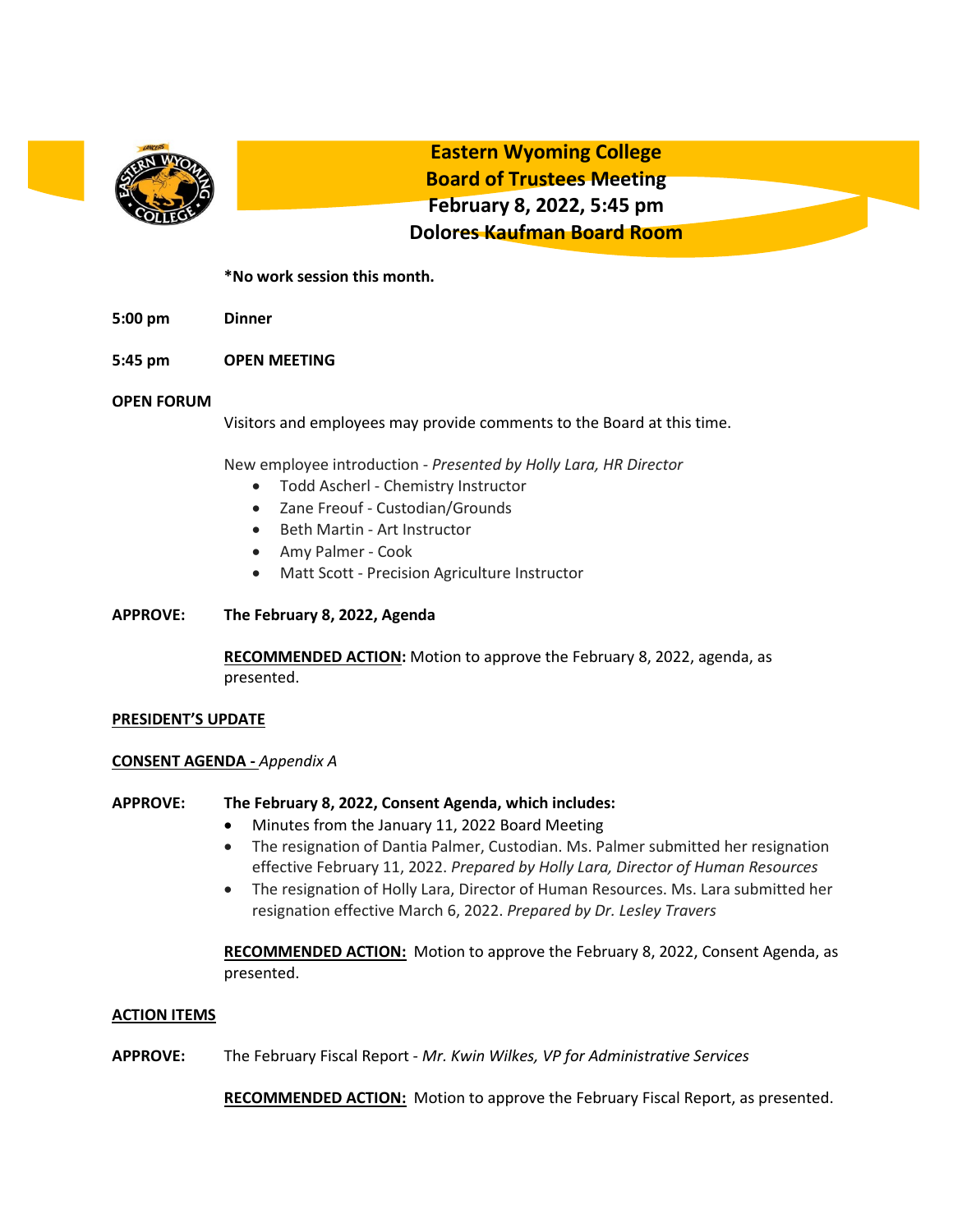# Eastern Wyoming College
## Board of Trustees Meeting
## February 8, 2022, 5:45 pm
## Dolores Kaufman Board Room

**\*No work session this month.**

**5:00 pm** **Dinner**

**5:45 pm** **OPEN MEETING**

**OPEN FORUM**

Visitors and employees may provide comments to the Board at this time.

New employee introduction - *Presented by Holly Lara, HR Director*

- Todd Ascherl - Chemistry Instructor
- Zane Freouf - Custodian/Grounds
- Beth Martin - Art Instructor
- Amy Palmer - Cook
- Matt Scott - Precision Agriculture Instructor

**APPROVE:** **The February 8, 2022, Agenda**

**RECOMMENDED ACTION:** Motion to approve the February 8, 2022, agenda, as presented.

**PRESIDENT'S UPDATE**

**CONSENT AGENDA -** *Appendix A*

**APPROVE:** **The February 8, 2022, Consent Agenda, which includes:**

- Minutes from the January 11, 2022 Board Meeting
- The resignation of Dantia Palmer, Custodian. Ms. Palmer submitted her resignation effective February 11, 2022. *Prepared by Holly Lara, Director of Human Resources*
- The resignation of Holly Lara, Director of Human Resources. Ms. Lara submitted her resignation effective March 6, 2022. *Prepared by Dr. Lesley Travers*

**RECOMMENDED ACTION:** Motion to approve the February 8, 2022, Consent Agenda, as presented.

**ACTION ITEMS**

**APPROVE:** The February Fiscal Report - *Mr. Kwin Wilkes, VP for Administrative Services*

**RECOMMENDED ACTION:** Motion to approve the February Fiscal Report, as presented.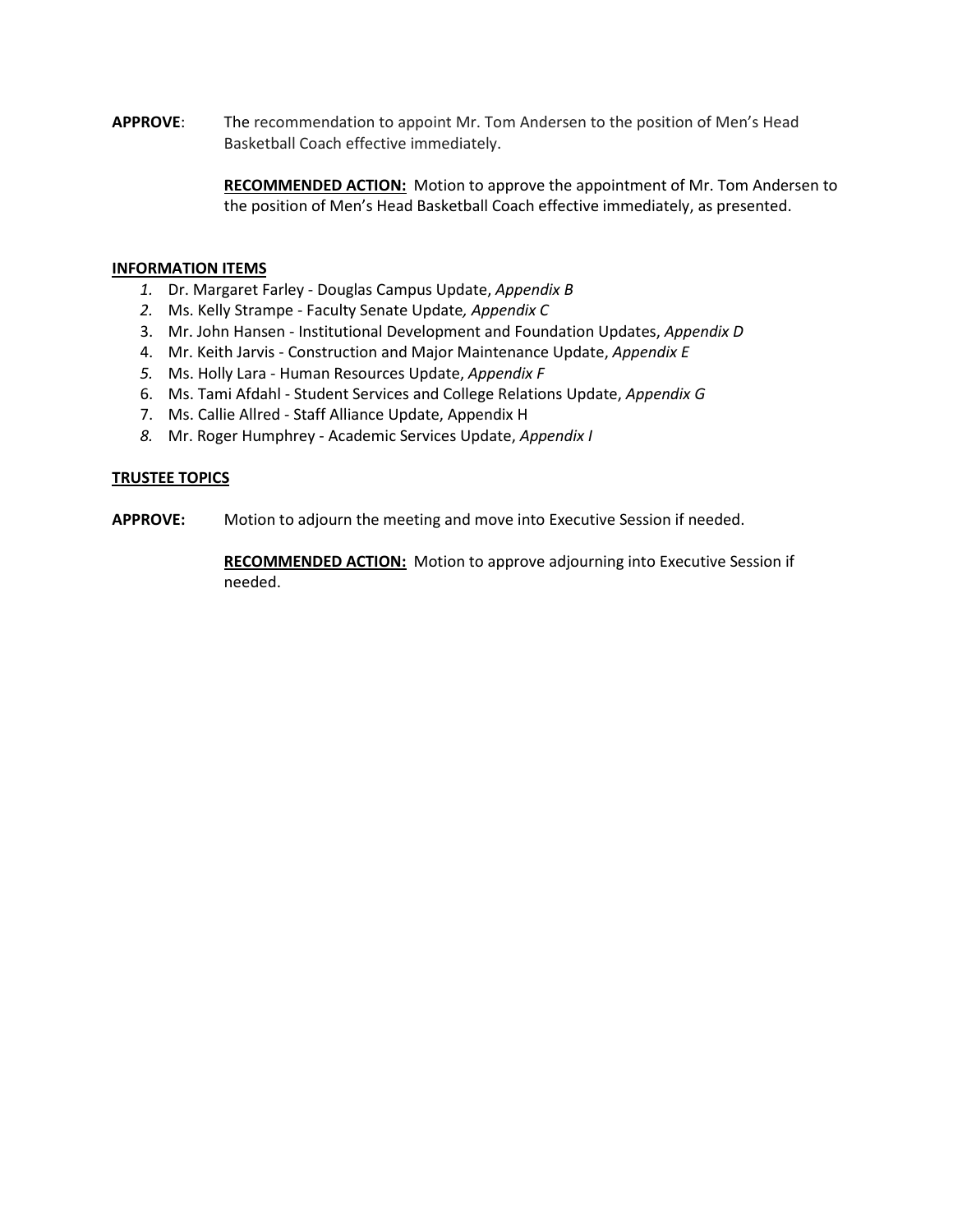**APPROVE**: The recommendation to appoint Mr. Tom Andersen to the position of Men's Head Basketball Coach effective immediately.

**RECOMMENDED ACTION:** Motion to approve the appointment of Mr. Tom Andersen to the position of Men's Head Basketball Coach effective immediately, as presented.

**INFORMATION ITEMS**

1. Dr. Margaret Farley - Douglas Campus Update, *Appendix B*
2. Ms. Kelly Strampe - Faculty Senate Update*, Appendix C*
3. Mr. John Hansen - Institutional Development and Foundation Updates, *Appendix D*
4. Mr. Keith Jarvis - Construction and Major Maintenance Update, *Appendix E*
5. Ms. Holly Lara - Human Resources Update, *Appendix F*
6. Ms. Tami Afdahl - Student Services and College Relations Update, *Appendix G*
7. Ms. Callie Allred - Staff Alliance Update, Appendix H
8. Mr. Roger Humphrey - Academic Services Update, *Appendix I*

**TRUSTEE TOPICS**

**APPROVE:** Motion to adjourn the meeting and move into Executive Session if needed.

**RECOMMENDED ACTION:** Motion to approve adjourning into Executive Session if needed.